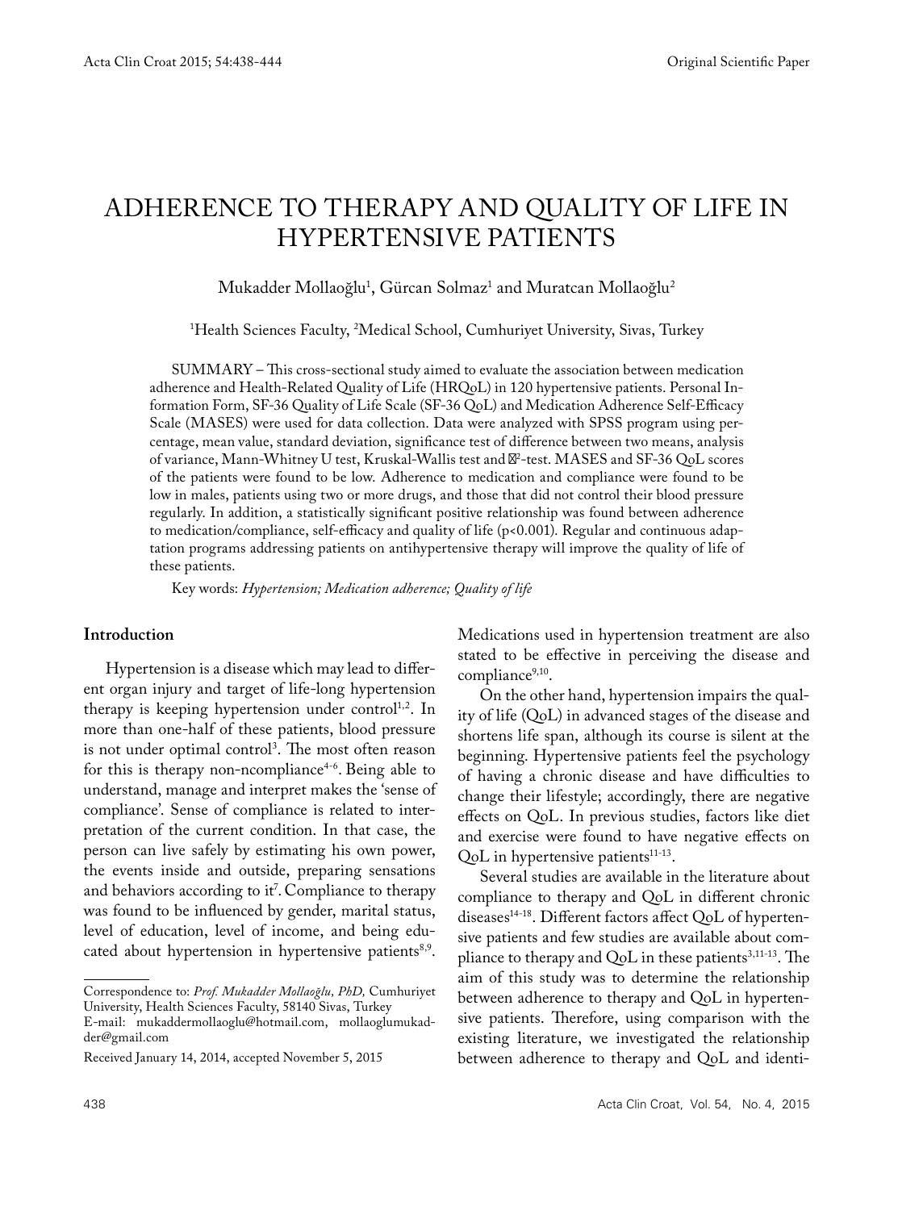Original Scientific Paper

# ADHERENCE TO THERAPY AND QUALITY OF LIFE IN HYPERTENSIVE PATIENTS

Mukadder Mollaoğlu[1], Gürcan Solmaz[1] and Muratcan Mollaoğlu[2]

[1]Health Sciences Faculty, [2]Medical School, Cumhuriyet University, Sivas, Turkey

SUMMARY – This cross-sectional study aimed to evaluate the association between medication adherence and Health-Related Quality of Life (HRQoL) in 120 hypertensive patients. Personal Information Form, SF-36 Quality of Life Scale (SF-36 QoL) and Medication Adherence Self-Efficacy Scale (MASES) were used for data collection. Data were analyzed with SPSS program using percentage, mean value, standard deviation, significance test of difference between two means, analysis of variance, Mann-Whitney U test, Kruskal-Wallis test and $\chi^2$-test. MASES and SF-36 QoL scores of the patients were found to be low. Adherence to medication and compliance were found to be low in males, patients using two or more drugs, and those that did not control their blood pressure regularly. In addition, a statistically significant positive relationship was found between adherence to medication/compliance, self-efficacy and quality of life ($p<0.001$). Regular and continuous adaptation programs addressing patients on antihypertensive therapy will improve the quality of life of these patients.

Key words: *Hypertension; Medication adherence; Quality of life*

## Introduction

Hypertension is a disease which may lead to different organ injury and target of life-long hypertension therapy is keeping hypertension under control[1,2]. In more than one-half of these patients, blood pressure is not under optimal control[3]. The most often reason for this is therapy non-ncompliance[4-6]. Being able to understand, manage and interpret makes the 'sense of compliance'. Sense of compliance is related to interpretation of the current condition. In that case, the person can live safely by estimating his own power, the events inside and outside, preparing sensations and behaviors according to it[7]. Compliance to therapy was found to be influenced by gender, marital status, level of education, level of income, and being educated about hypertension in hypertensive patients[8,9]. Medications used in hypertension treatment are also stated to be effective in perceiving the disease and compliance[9,10].

On the other hand, hypertension impairs the quality of life (QoL) in advanced stages of the disease and shortens life span, although its course is silent at the beginning. Hypertensive patients feel the psychology of having a chronic disease and have difficulties to change their lifestyle; accordingly, there are negative effects on QoL. In previous studies, factors like diet and exercise were found to have negative effects on QoL in hypertensive patients[11-13].

Several studies are available in the literature about compliance to therapy and QoL in different chronic diseases[14-18]. Different factors affect QoL of hypertensive patients and few studies are available about compliance to therapy and QoL in these patients[3,11-13]. The aim of this study was to determine the relationship between adherence to therapy and QoL in hypertensive patients. Therefore, using comparison with the existing literature, we investigated the relationship between adherence to therapy and QoL and identi-

---

Correspondence to: *Prof. Mukadder Mollaoğlu, PhD,* Cumhuriyet University, Health Sciences Faculty, 58140 Sivas, Turkey
E-mail: mukaddermollaoglu@hotmail.com, mollaoglumukadder@gmail.com

Received January 14, 2014, accepted November 5, 2015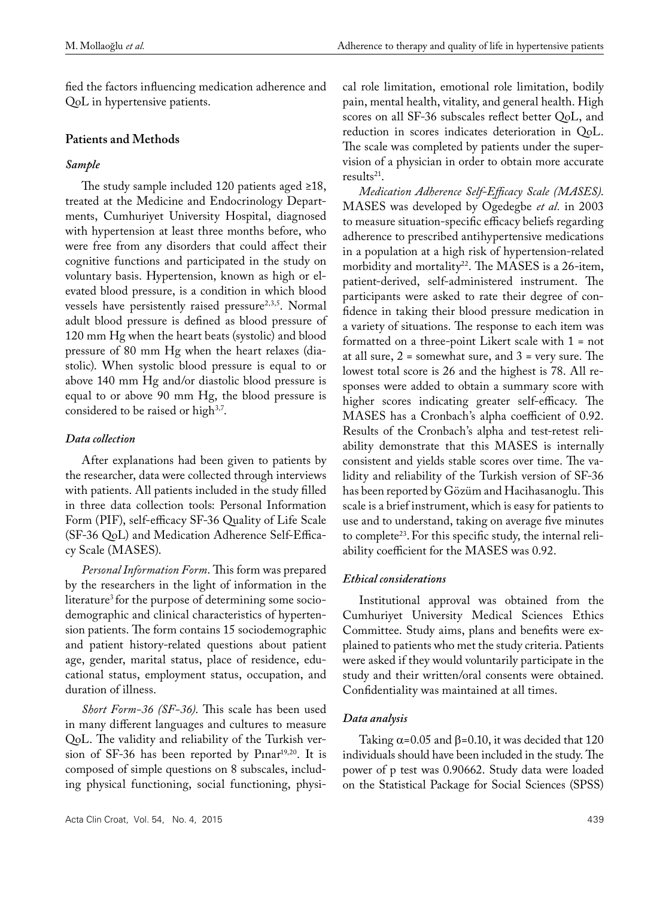fied the factors influencing medication adherence and QoL in hypertensive patients.

## Patients and Methods

### *Sample*

The study sample included 120 patients aged ≥18, treated at the Medicine and Endocrinology Departments, Cumhuriyet University Hospital, diagnosed with hypertension at least three months before, who were free from any disorders that could affect their cognitive functions and participated in the study on voluntary basis. Hypertension, known as high or elevated blood pressure, is a condition in which blood vessels have persistently raised pressure[2,3,5]. Normal adult blood pressure is defined as blood pressure of 120 mm Hg when the heart beats (systolic) and blood pressure of 80 mm Hg when the heart relaxes (diastolic). When systolic blood pressure is equal to or above 140 mm Hg and/or diastolic blood pressure is equal to or above 90 mm Hg, the blood pressure is considered to be raised or high[3,7].

### *Data collection*

After explanations had been given to patients by the researcher, data were collected through interviews with patients. All patients included in the study filled in three data collection tools: Personal Information Form (PIF), self-efficacy SF-36 Quality of Life Scale (SF-36 QoL) and Medication Adherence Self-Efficacy Scale (MASES).

*Personal Information Form*. This form was prepared by the researchers in the light of information in the literature[3] for the purpose of determining some sociodemographic and clinical characteristics of hypertension patients. The form contains 15 sociodemographic and patient history-related questions about patient age, gender, marital status, place of residence, educational status, employment status, occupation, and duration of illness.

*Short Form-36 (SF-36)*. This scale has been used in many different languages and cultures to measure QoL. The validity and reliability of the Turkish version of SF-36 has been reported by Pınar[19,20]. It is composed of simple questions on 8 subscales, including physical functioning, social functioning, physical role limitation, emotional role limitation, bodily pain, mental health, vitality, and general health. High scores on all SF-36 subscales reflect better QoL, and reduction in scores indicates deterioration in QoL. The scale was completed by patients under the supervision of a physician in order to obtain more accurate results[21].

*Medication Adherence Self-Efficacy Scale (MASES)*. MASES was developed by Ogedegbe *et al.* in 2003 to measure situation-specific efficacy beliefs regarding adherence to prescribed antihypertensive medications in a population at a high risk of hypertension-related morbidity and mortality[22]. The MASES is a 26-item, patient-derived, self-administered instrument. The participants were asked to rate their degree of confidence in taking their blood pressure medication in a variety of situations. The response to each item was formatted on a three-point Likert scale with 1 = not at all sure, 2 = somewhat sure, and 3 = very sure. The lowest total score is 26 and the highest is 78. All responses were added to obtain a summary score with higher scores indicating greater self-efficacy. The MASES has a Cronbach's alpha coefficient of 0.92. Results of the Cronbach's alpha and test-retest reliability demonstrate that this MASES is internally consistent and yields stable scores over time. The validity and reliability of the Turkish version of SF-36 has been reported by Gözüm and Hacihasanoglu. This scale is a brief instrument, which is easy for patients to use and to understand, taking on average five minutes to complete[23]. For this specific study, the internal reliability coefficient for the MASES was 0.92.

### *Ethical considerations*

Institutional approval was obtained from the Cumhuriyet University Medical Sciences Ethics Committee. Study aims, plans and benefits were explained to patients who met the study criteria. Patients were asked if they would voluntarily participate in the study and their written/oral consents were obtained. Confidentiality was maintained at all times.

### *Data analysis*

Taking $\alpha$=0.05 and $\beta$=0.10, it was decided that 120 individuals should have been included in the study. The power of p test was 0.90662. Study data were loaded on the Statistical Package for Social Sciences (SPSS)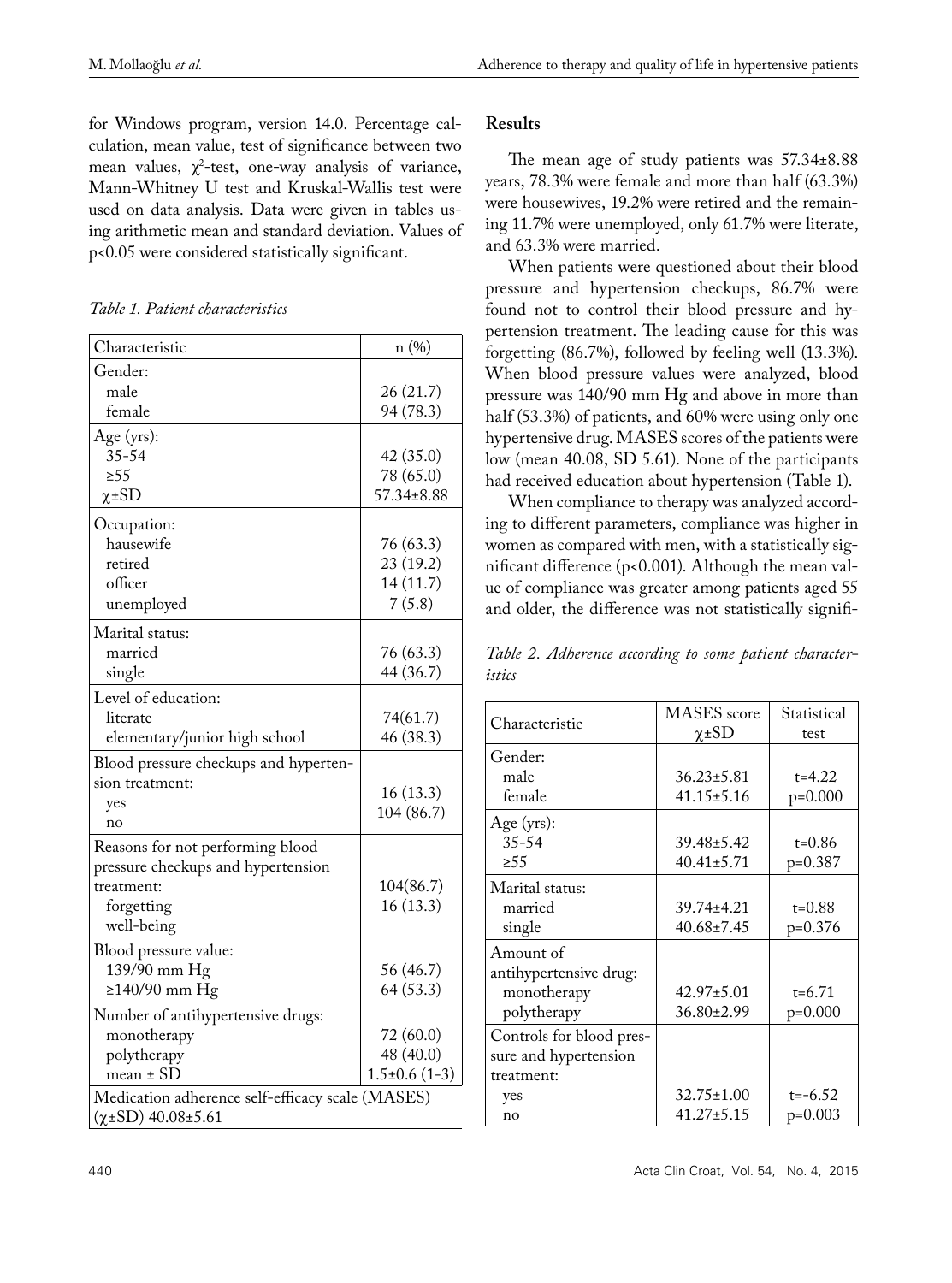for Windows program, version 14.0. Percentage calculation, mean value, test of significance between two mean values, $\chi^2$-test, one-way analysis of variance, Mann-Whitney U test and Kruskal-Wallis test were used on data analysis. Data were given in tables using arithmetic mean and standard deviation. Values of p<0.05 were considered statistically significant.

*Table 1. Patient characteristics*

| Characteristic | n (%) |
|---|---|
| Gender: | |
| male | 26 (21.7) |
| female | 94 (78.3) |
| Age (yrs): | |
| 35-54 | 42 (35.0) |
| ≥55 | 78 (65.0) |
| χ±SD | 57.34±8.88 |
| Occupation: | |
| hausewife | 76 (63.3) |
| retired | 23 (19.2) |
| officer | 14 (11.7) |
| unemployed | 7 (5.8) |
| Marital status: | |
| married | 76 (63.3) |
| single | 44 (36.7) |
| Level of education: | |
| literate | 74(61.7) |
| elementary/junior high school | 46 (38.3) |
| Blood pressure checkups and hypertension treatment: | |
| yes | 16 (13.3) |
| no | 104 (86.7) |
| Reasons for not performing blood pressure checkups and hypertension treatment: | |
| forgetting | 104(86.7) |
| well-being | 16 (13.3) |
| Blood pressure value: | |
| 139/90 mm Hg | 56 (46.7) |
| ≥140/90 mm Hg | 64 (53.3) |
| Number of antihypertensive drugs: | |
| monotherapy | 72 (60.0) |
| polytherapy | 48 (40.0) |
| mean ± SD | 1.5±0.6 (1-3) |
| Medication adherence self-efficacy scale (MASES) (χ±SD) 40.08±5.61 | |

## Results

The mean age of study patients was 57.34±8.88 years, 78.3% were female and more than half (63.3%) were housewives, 19.2% were retired and the remaining 11.7% were unemployed, only 61.7% were literate, and 63.3% were married.

When patients were questioned about their blood pressure and hypertension checkups, 86.7% were found not to control their blood pressure and hypertension treatment. The leading cause for this was forgetting (86.7%), followed by feeling well (13.3%). When blood pressure values were analyzed, blood pressure was 140/90 mm Hg and above in more than half (53.3%) of patients, and 60% were using only one hypertensive drug. MASES scores of the patients were low (mean 40.08, SD 5.61). None of the participants had received education about hypertension (Table 1).

When compliance to therapy was analyzed according to different parameters, compliance was higher in women as compared with men, with a statistically significant difference (p<0.001). Although the mean value of compliance was greater among patients aged 55 and older, the difference was not statistically signifi-

*Table 2. Adherence according to some patient characteristics*

| Characteristic | MASES score χ±SD | Statistical test |
|---|---|---|
| Gender: | | |
| male | 36.23±5.81 | t=4.22 |
| female | 41.15±5.16 | p=0.000 |
| Age (yrs): | | |
| 35-54 | 39.48±5.42 | t=0.86 |
| ≥55 | 40.41±5.71 | p=0.387 |
| Marital status: | | |
| married | 39.74±4.21 | t=0.88 |
| single | 40.68±7.45 | p=0.376 |
| Amount of antihypertensive drug: | | |
| monotherapy | 42.97±5.01 | t=6.71 |
| polytherapy | 36.80±2.99 | p=0.000 |
| Controls for blood pressure and hypertension treatment: | | |
| yes | 32.75±1.00 | t=-6.52 |
| no | 41.27±5.15 | p=0.003 |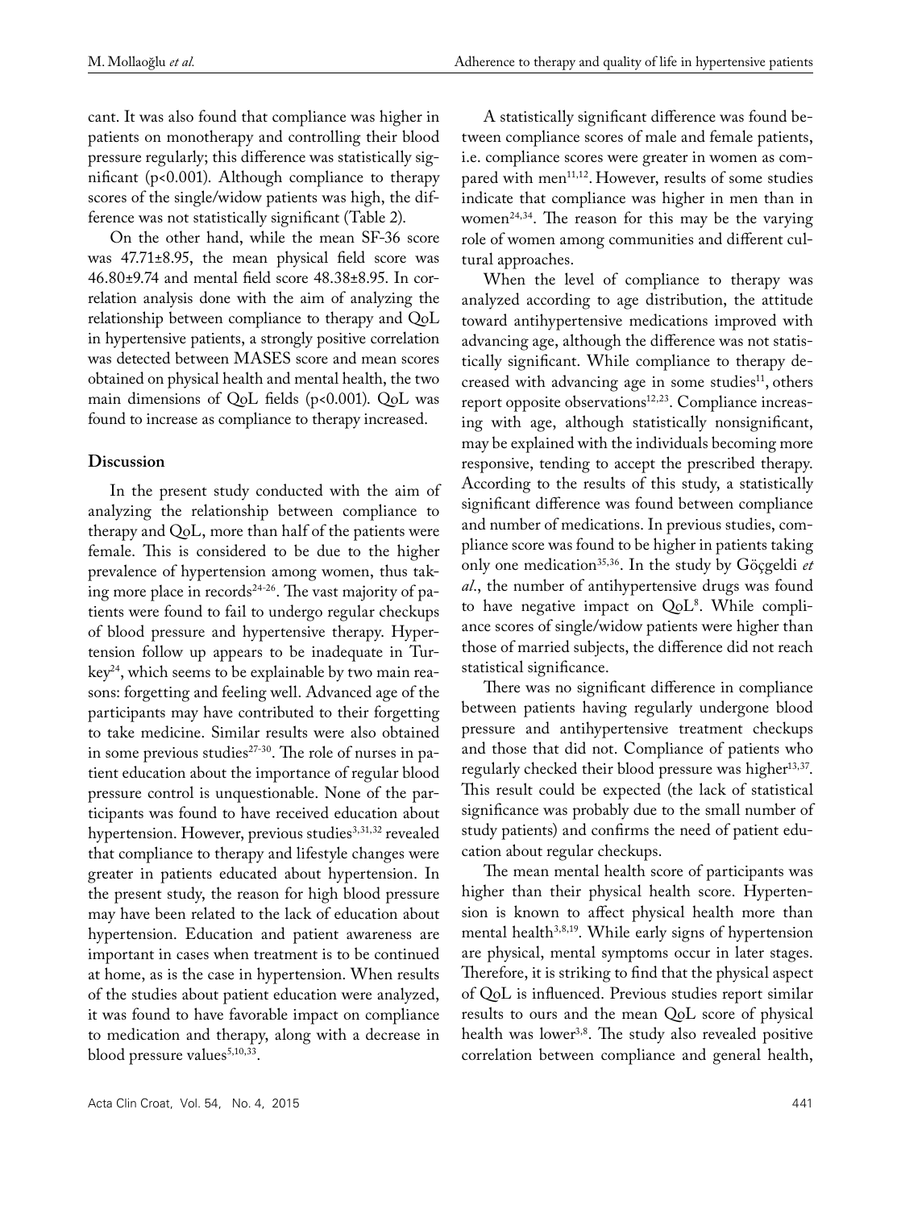cant. It was also found that compliance was higher in patients on monotherapy and controlling their blood pressure regularly; this difference was statistically significant ($p<0.001$). Although compliance to therapy scores of the single/widow patients was high, the difference was not statistically significant (Table 2).

On the other hand, while the mean SF-36 score was 47.71±8.95, the mean physical field score was 46.80±9.74 and mental field score 48.38±8.95. In correlation analysis done with the aim of analyzing the relationship between compliance to therapy and QoL in hypertensive patients, a strongly positive correlation was detected between MASES score and mean scores obtained on physical health and mental health, the two main dimensions of QoL fields ($p<0.001$). QoL was found to increase as compliance to therapy increased.

## Discussion

In the present study conducted with the aim of analyzing the relationship between compliance to therapy and QoL, more than half of the patients were female. This is considered to be due to the higher prevalence of hypertension among women, thus taking more place in records[24-26]. The vast majority of patients were found to fail to undergo regular checkups of blood pressure and hypertensive therapy. Hypertension follow up appears to be inadequate in Turkey[24], which seems to be explainable by two main reasons: forgetting and feeling well. Advanced age of the participants may have contributed to their forgetting to take medicine. Similar results were also obtained in some previous studies[27-30]. The role of nurses in patient education about the importance of regular blood pressure control is unquestionable. None of the participants was found to have received education about hypertension. However, previous studies[3,31,32] revealed that compliance to therapy and lifestyle changes were greater in patients educated about hypertension. In the present study, the reason for high blood pressure may have been related to the lack of education about hypertension. Education and patient awareness are important in cases when treatment is to be continued at home, as is the case in hypertension. When results of the studies about patient education were analyzed, it was found to have favorable impact on compliance to medication and therapy, along with a decrease in blood pressure values[5,10,33].

A statistically significant difference was found between compliance scores of male and female patients, i.e. compliance scores were greater in women as compared with men[11,12]. However, results of some studies indicate that compliance was higher in men than in women[24,34]. The reason for this may be the varying role of women among communities and different cultural approaches.

When the level of compliance to therapy was analyzed according to age distribution, the attitude toward antihypertensive medications improved with advancing age, although the difference was not statistically significant. While compliance to therapy decreased with advancing age in some studies[11], others report opposite observations[12,23]. Compliance increasing with age, although statistically nonsignificant, may be explained with the individuals becoming more responsive, tending to accept the prescribed therapy. According to the results of this study, a statistically significant difference was found between compliance and number of medications. In previous studies, compliance score was found to be higher in patients taking only one medication[35,36]. In the study by Göçgeldi *et al*., the number of antihypertensive drugs was found to have negative impact on QoL[8]. While compliance scores of single/widow patients were higher than those of married subjects, the difference did not reach statistical significance.

There was no significant difference in compliance between patients having regularly undergone blood pressure and antihypertensive treatment checkups and those that did not. Compliance of patients who regularly checked their blood pressure was higher[13,37]. This result could be expected (the lack of statistical significance was probably due to the small number of study patients) and confirms the need of patient education about regular checkups.

The mean mental health score of participants was higher than their physical health score. Hypertension is known to affect physical health more than mental health[3,8,19]. While early signs of hypertension are physical, mental symptoms occur in later stages. Therefore, it is striking to find that the physical aspect of QoL is influenced. Previous studies report similar results to ours and the mean QoL score of physical health was lower[3,8]. The study also revealed positive correlation between compliance and general health,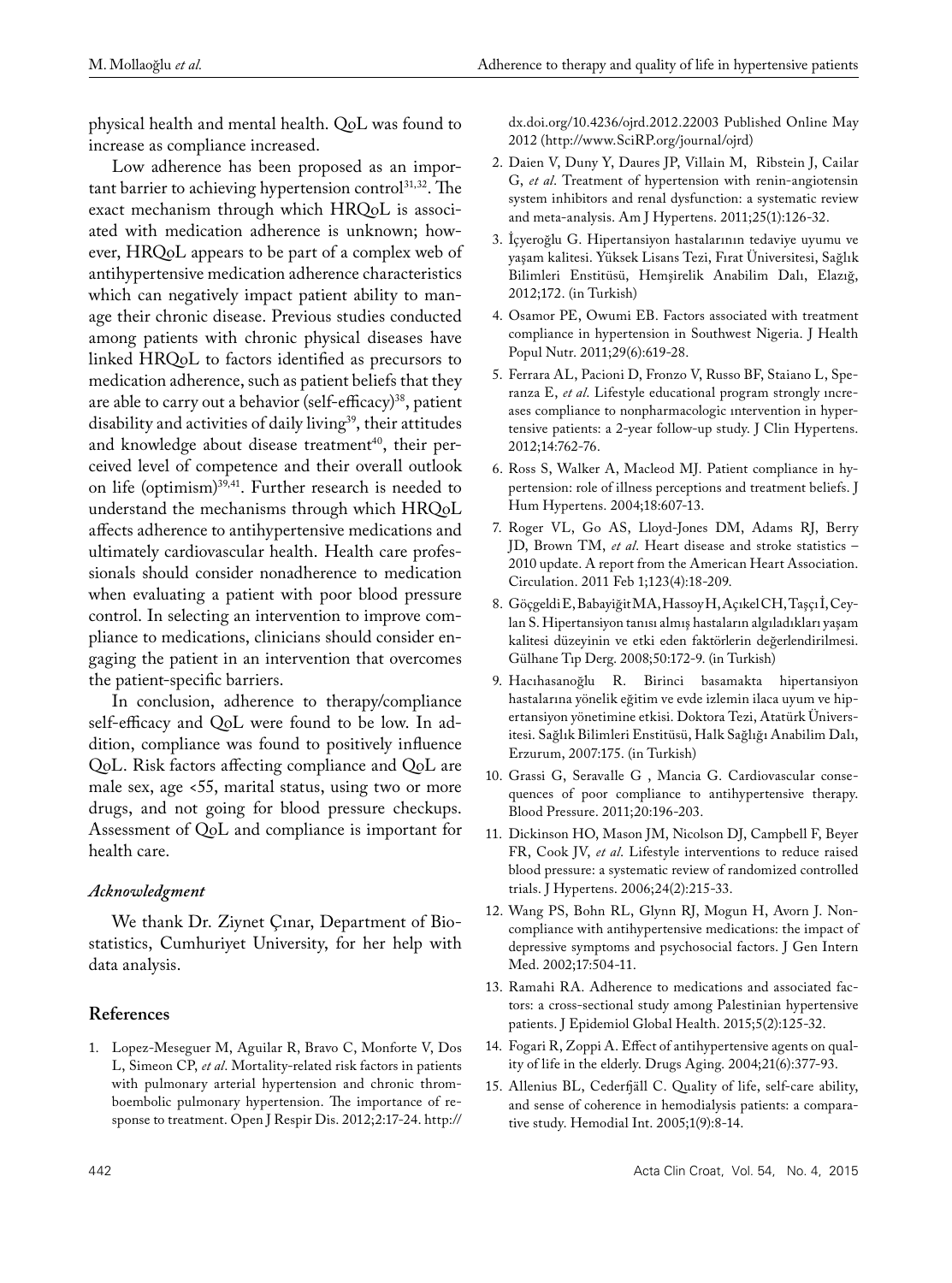physical health and mental health. QoL was found to increase as compliance increased.

Low adherence has been proposed as an important barrier to achieving hypertension control[31,32]. The exact mechanism through which HRQoL is associated with medication adherence is unknown; however, HRQoL appears to be part of a complex web of antihypertensive medication adherence characteristics which can negatively impact patient ability to manage their chronic disease. Previous studies conducted among patients with chronic physical diseases have linked HRQoL to factors identified as precursors to medication adherence, such as patient beliefs that they are able to carry out a behavior (self-efficacy)[38], patient disability and activities of daily living[39], their attitudes and knowledge about disease treatment[40], their perceived level of competence and their overall outlook on life (optimism)[39,41]. Further research is needed to understand the mechanisms through which HRQoL affects adherence to antihypertensive medications and ultimately cardiovascular health. Health care professionals should consider nonadherence to medication when evaluating a patient with poor blood pressure control. In selecting an intervention to improve compliance to medications, clinicians should consider engaging the patient in an intervention that overcomes the patient-specific barriers.

In conclusion, adherence to therapy/compliance self-efficacy and QoL were found to be low. In addition, compliance was found to positively influence QoL. Risk factors affecting compliance and QoL are male sex, age <55, marital status, using two or more drugs, and not going for blood pressure checkups. Assessment of QoL and compliance is important for health care.

### *Acknowledgment*

We thank Dr. Ziynet Çınar, Department of Biostatistics, Cumhuriyet University, for her help with data analysis.

## References

1. Lopez-Meseguer M, Aguilar R, Bravo C, Monforte V, Dos L, Simeon CP, *et al*. Mortality-related risk factors in patients with pulmonary arterial hypertension and chronic thromboembolic pulmonary hypertension. The importance of response to treatment. Open J Respir Dis. 2012;2:17-24. http://dx.doi.org/10.4236/ojrd.2012.22003 Published Online May 2012 (http://www.SciRP.org/journal/ojrd)
2. Daien V, Duny Y, Daures JP, Villain M, Ribstein J, Cailar G, *et al*. Treatment of hypertension with renin-angiotensin system inhibitors and renal dysfunction: a systematic review and meta-analysis. Am J Hypertens. 2011;25(1):126-32.
3. İçyeroğlu G. Hipertansiyon hastalarının tedaviye uyumu ve yaşam kalitesi. Yüksek Lisans Tezi, Fırat Üniversitesi, Sağlık Bilimleri Enstitüsü, Hemşirelik Anabilim Dalı, Elazığ, 2012;172. (in Turkish)
4. Osamor PE, Owumi EB. Factors associated with treatment compliance in hypertension in Southwest Nigeria. J Health Popul Nutr. 2011;29(6):619-28.
5. Ferrara AL, Pacioni D, Fronzo V, Russo BF, Staiano L, Speranza E, *et al.* Lifestyle educational program strongly ıncreases compliance to nonpharmacologic ıntervention in hypertensive patients: a 2-year follow-up study. J Clin Hypertens. 2012;14:762-76.
6. Ross S, Walker A, Macleod MJ. Patient compliance in hypertension: role of illness perceptions and treatment beliefs. J Hum Hypertens. 2004;18:607-13.
7. Roger VL, Go AS, Lloyd-Jones DM, Adams RJ, Berry JD, Brown TM, *et al*. Heart disease and stroke statistics – 2010 update. A report from the American Heart Association. Circulation. 2011 Feb 1;123(4):18-209.
8. Göçgeldi E, Babayiğit MA, Hassoy H, Açıkel CH, Taşçı İ, Ceylan S. Hipertansiyon tanısı almış hastaların algıladıkları yaşam kalitesi düzeyinin ve etki eden faktörlerin değerlendirilmesi. Gülhane Tıp Derg. 2008;50:172-9. (in Turkish)
9. Hacıhasanoğlu R. Birinci basamakta hipertansiyon hastalarına yönelik eğitim ve evde izlemin ilaca uyum ve hipertansiyon yönetimine etkisi. Doktora Tezi, Atatürk Üniversitesi. Sağlık Bilimleri Enstitüsü, Halk Sağlığı Anabilim Dalı, Erzurum, 2007:175. (in Turkish)
10. Grassi G, Seravalle G , Mancia G. Cardiovascular consequences of poor compliance to antihypertensive therapy. Blood Pressure. 2011;20:196-203.
11. Dickinson HO, Mason JM, Nicolson DJ, Campbell F, Beyer FR, Cook JV, *et al.* Lifestyle interventions to reduce raised blood pressure: a systematic review of randomized controlled trials. J Hypertens. 2006;24(2):215-33.
12. Wang PS, Bohn RL, Glynn RJ, Mogun H, Avorn J. Noncompliance with antihypertensive medications: the impact of depressive symptoms and psychosocial factors. J Gen Intern Med. 2002;17:504-11.
13. Ramahi RA. Adherence to medications and associated factors: a cross-sectional study among Palestinian hypertensive patients. J Epidemiol Global Health. 2015;5(2):125-32.
14. Fogari R, Zoppi A. Effect of antihypertensive agents on quality of life in the elderly. Drugs Aging. 2004;21(6):377-93.
15. Allenius BL, Cederfjäll C. Quality of life, self-care ability, and sense of coherence in hemodialysis patients: a comparative study. Hemodial Int. 2005;1(9):8-14.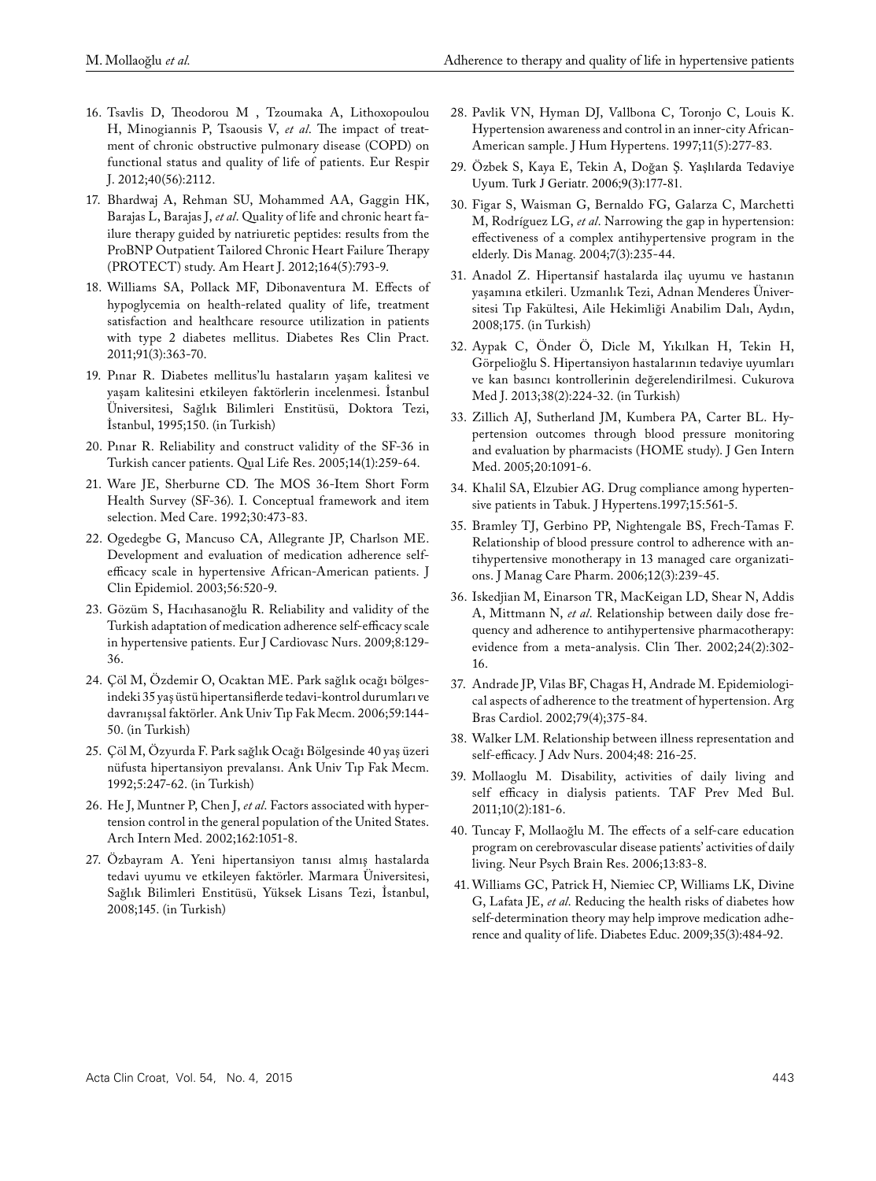16. Tsavlis D, Theodorou M , Tzoumaka A, Lithoxopoulou H, Minogiannis P, Tsaousis V, *et al*. The impact of treatment of chronic obstructive pulmonary disease (COPD) on functional status and quality of life of patients. Eur Respir J. 2012;40(56):2112.

17. Bhardwaj A, Rehman SU, Mohammed AA, Gaggin HK, Barajas L, Barajas J, *et al*. Quality of life and chronic heart failure therapy guided by natriuretic peptides: results from the ProBNP Outpatient Tailored Chronic Heart Failure Therapy (PROTECT) study. Am Heart J. 2012;164(5):793-9.

18. Williams SA, Pollack MF, Dibonaventura M. Effects of hypoglycemia on health-related quality of life, treatment satisfaction and healthcare resource utilization in patients with type 2 diabetes mellitus. Diabetes Res Clin Pract. 2011;91(3):363-70.

19. Pınar R. Diabetes mellitus'lu hastaların yaşam kalitesi ve yaşam kalitesini etkileyen faktörlerin incelenmesi. İstanbul Üniversitesi, Sağlık Bilimleri Enstitüsü, Doktora Tezi, İstanbul, 1995;150. (in Turkish)

20. Pınar R. Reliability and construct validity of the SF-36 in Turkish cancer patients. Qual Life Res. 2005;14(1):259-64.

21. Ware JE, Sherburne CD. The MOS 36-Item Short Form Health Survey (SF-36). I. Conceptual framework and item selection. Med Care. 1992;30:473-83.

22. Ogedegbe G, Mancuso CA, Allegrante JP, Charlson ME. Development and evaluation of medication adherence self-efficacy scale in hypertensive African-American patients. J Clin Epidemiol. 2003;56:520-9.

23. Gözüm S, Hacıhasanoğlu R. Reliability and validity of the Turkish adaptation of medication adherence self-efficacy scale in hypertensive patients. Eur J Cardiovasc Nurs. 2009;8:129-36.

24. Çöl M, Özdemir O, Ocaktan ME. Park sağlık ocağı bölgesindeki 35 yaş üstü hipertansiflerde tedavi-kontrol durumları ve davranışsal faktörler. Ank Univ Tıp Fak Mecm. 2006;59:144-50. (in Turkish)

25. Çöl M, Özyurda F. Park sağlık Ocağı Bölgesinde 40 yaş üzeri nüfusta hipertansiyon prevalansı. Ank Univ Tıp Fak Mecm. 1992;5:247-62. (in Turkish)

26. He J, Muntner P, Chen J, *et al*. Factors associated with hypertension control in the general population of the United States. Arch Intern Med. 2002;162:1051-8.

27. Özbayram A. Yeni hipertansiyon tanısı almış hastalarda tedavi uyumu ve etkileyen faktörler. Marmara Üniversitesi, Sağlık Bilimleri Enstitüsü, Yüksek Lisans Tezi, İstanbul, 2008;145. (in Turkish)

28. Pavlik VN, Hyman DJ, Vallbona C, Toronjo C, Louis K. Hypertension awareness and control in an inner-city African-American sample. J Hum Hypertens. 1997;11(5):277-83.

29. Özbek S, Kaya E, Tekin A, Doğan Ş. Yaşlılarda Tedaviye Uyum. Turk J Geriatr. 2006;9(3):177-81.

30. Figar S, Waisman G, Bernaldo FG, Galarza C, Marchetti M, Rodríguez LG, *et al*. Narrowing the gap in hypertension: effectiveness of a complex antihypertensive program in the elderly. Dis Manag. 2004;7(3):235-44.

31. Anadol Z. Hipertansif hastalarda ilaç uyumu ve hastanın yaşamına etkileri. Uzmanlık Tezi, Adnan Menderes Üniversitesi Tıp Fakültesi, Aile Hekimliği Anabilim Dalı, Aydın, 2008;175. (in Turkish)

32. Aypak C, Önder Ö, Dicle M, Yıkılkan H, Tekin H, Görpelioğlu S. Hipertansiyon hastalarının tedaviye uyumları ve kan basıncı kontrollerinin değerelendirilmesi. Cukurova Med J. 2013;38(2):224-32. (in Turkish)

33. Zillich AJ, Sutherland JM, Kumbera PA, Carter BL. Hypertension outcomes through blood pressure monitoring and evaluation by pharmacists (HOME study). J Gen Intern Med. 2005;20:1091-6.

34. Khalil SA, Elzubier AG. Drug compliance among hypertensive patients in Tabuk. J Hypertens.1997;15:561-5.

35. Bramley TJ, Gerbino PP, Nightengale BS, Frech-Tamas F. Relationship of blood pressure control to adherence with antihypertensive monotherapy in 13 managed care organizations. J Manag Care Pharm. 2006;12(3):239-45.

36. Iskedjian M, Einarson TR, MacKeigan LD, Shear N, Addis A, Mittmann N, *et al*. Relationship between daily dose frequency and adherence to antihypertensive pharmacotherapy: evidence from a meta-analysis. Clin Ther. 2002;24(2):302-16.

37. Andrade JP, Vilas BF, Chagas H, Andrade M. Epidemiological aspects of adherence to the treatment of hypertension. Arg Bras Cardiol. 2002;79(4);375-84.

38. Walker LM. Relationship between illness representation and self-efficacy. J Adv Nurs. 2004;48: 216-25.

39. Mollaoglu M. Disability, activities of daily living and self efficacy in dialysis patients. TAF Prev Med Bul. 2011;10(2):181-6.

40. Tuncay F, Mollaoğlu M. The effects of a self-care education program on cerebrovascular disease patients' activities of daily living. Neur Psych Brain Res. 2006;13:83-8.

41. Williams GC, Patrick H, Niemiec CP, Williams LK, Divine G, Lafata JE, *et al*. Reducing the health risks of diabetes how self-determination theory may help improve medication adherence and quality of life. Diabetes Educ. 2009;35(3):484-92.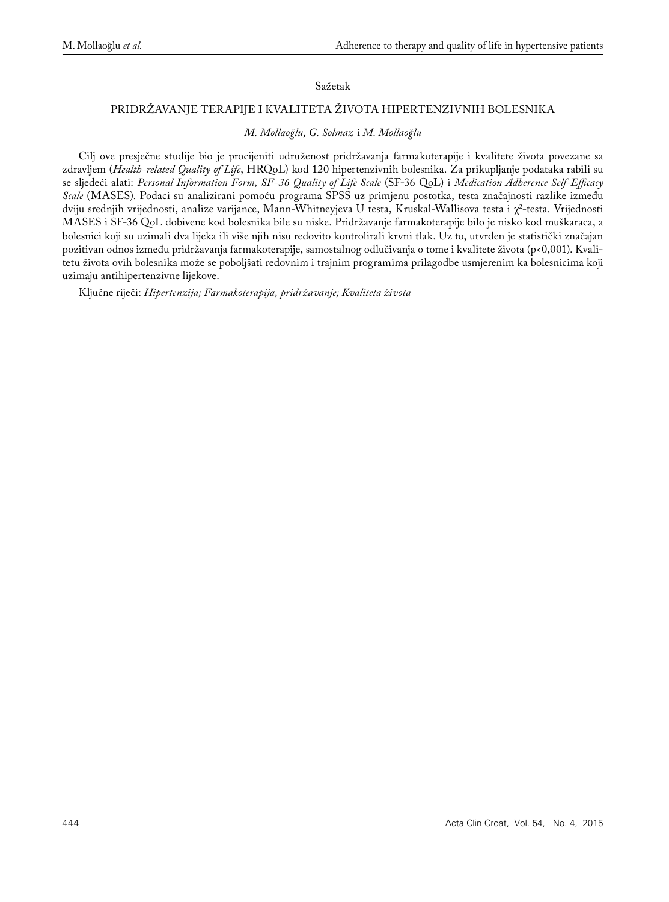Sažetak

## PRIDRŽAVANJE TERAPIJE I KVALITETA ŽIVOTA HIPERTENZIVNIH BOLESNIKA

*M. Mollaoğlu, G. Solmaz* i *M. Mollaoğlu*

Cilj ove presječne studije bio je procijeniti udruženost pridržavanja farmakoterapije i kvalitete života povezane sa zdravljem (*Health-related Quality of Life*, HRQoL) kod 120 hipertenzivnih bolesnika. Za prikupljanje podataka rabili su se sljedeći alati: *Personal Information Form, SF-36 Quality of Life Scale* (SF-36 QoL) i *Medication Adherence Self-Efficacy Scale* (MASES). Podaci su analizirani pomoću programa SPSS uz primjenu postotka, testa značajnosti razlike između dviju srednjih vrijednosti, analize varijance, Mann-Whitneyjeva U testa, Kruskal-Wallisova testa i $\chi^2$-testa. Vrijednosti MASES i SF-36 QoL dobivene kod bolesnika bile su niske. Pridržavanje farmakoterapije bilo je nisko kod muškaraca, a bolesnici koji su uzimali dva lijeka ili više njih nisu redovito kontrolirali krvni tlak. Uz to, utvrđen je statistički značajan pozitivan odnos između pridržavanja farmakoterapije, samostalnog odlučivanja o tome i kvalitete života ($p<0{,}001$). Kvalitetu života ovih bolesnika može se poboljšati redovnim i trajnim programima prilagodbe usmjerenim ka bolesnicima koji uzimaju antihipertenzivne lijekove.

Ključne riječi: *Hipertenzija; Farmakoterapija, pridržavanje; Kvaliteta života*